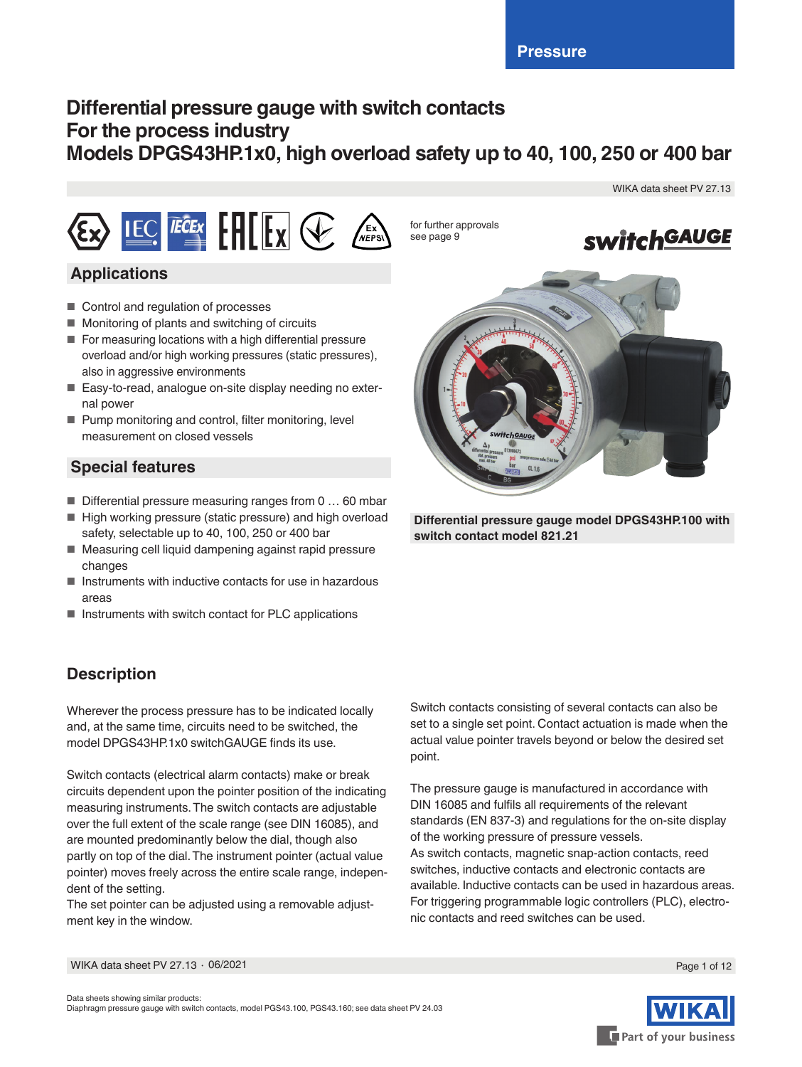Pressure

# Differential pressure gauge with switch contacts
# For the process industry
# Models DPGS43HP.1x0, high overload safety up to 40, 100, 250 or 400 bar

WIKA data sheet PV 27.13

for further approvals see page 9

## Applications

- Control and regulation of processes
- Monitoring of plants and switching of circuits
- For measuring locations with a high differential pressure overload and/or high working pressures (static pressures), also in aggressive environments
- Easy-to-read, analogue on-site display needing no external power
- Pump monitoring and control, filter monitoring, level measurement on closed vessels

## Special features

- Differential pressure measuring ranges from 0 … 60 mbar
- High working pressure (static pressure) and high overload safety, selectable up to 40, 100, 250 or 400 bar
- Measuring cell liquid dampening against rapid pressure changes
- Instruments with inductive contacts for use in hazardous areas
- Instruments with switch contact for PLC applications

**Differential pressure gauge model DPGS43HP.100 with switch contact model 821.21**

## Description

Wherever the process pressure has to be indicated locally and, at the same time, circuits need to be switched, the model DPGS43HP.1x0 switchGAUGE finds its use.

Switch contacts (electrical alarm contacts) make or break circuits dependent upon the pointer position of the indicating measuring instruments. The switch contacts are adjustable over the full extent of the scale range (see DIN 16085), and are mounted predominantly below the dial, though also partly on top of the dial. The instrument pointer (actual value pointer) moves freely across the entire scale range, independent of the setting.
The set pointer can be adjusted using a removable adjustment key in the window.

Switch contacts consisting of several contacts can also be set to a single set point. Contact actuation is made when the actual value pointer travels beyond or below the desired set point.

The pressure gauge is manufactured in accordance with DIN 16085 and fulfils all requirements of the relevant standards (EN 837-3) and regulations for the on-site display of the working pressure of pressure vessels.
As switch contacts, magnetic snap-action contacts, reed switches, inductive contacts and electronic contacts are available. Inductive contacts can be used in hazardous areas.
For triggering programmable logic controllers (PLC), electronic contacts and reed switches can be used.

Data sheets showing similar products:
Diaphragm pressure gauge with switch contacts, model PGS43.100, PGS43.160; see data sheet PV 24.03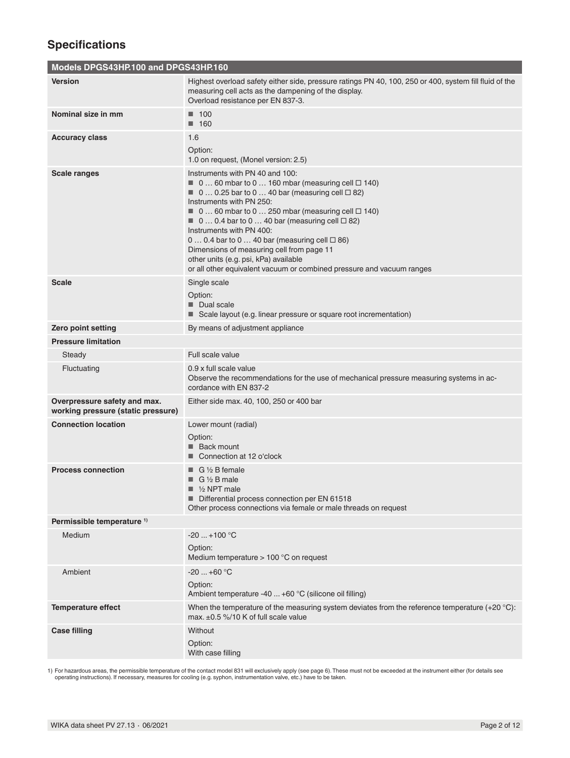## Specifications

| Models DPGS43HP.100 and DPGS43HP.160 | |
|---|---|
| **Version** | Highest overload safety either side, pressure ratings PN 40, 100, 250 or 400, system fill fluid of the measuring cell acts as the dampening of the display.<br>Overload resistance per EN 837-3. |
| **Nominal size in mm** | ■ 100<br>■ 160 |
| **Accuracy class** | 1.6<br>Option:<br>1.0 on request, (Monel version: 2.5) |
| **Scale ranges** | Instruments with PN 40 and 100:<br>■ 0 … 60 mbar to 0 … 160 mbar (measuring cell □ 140)<br>■ 0 … 0.25 bar to 0 … 40 bar (measuring cell □ 82)<br>Instruments with PN 250:<br>■ 0 … 60 mbar to 0 … 250 mbar (measuring cell □ 140)<br>■ 0 … 0.4 bar to 0 … 40 bar (measuring cell □ 82)<br>Instruments with PN 400:<br>0 … 0.4 bar to 0 … 40 bar (measuring cell □ 86)<br>Dimensions of measuring cell from page 11<br>other units (e.g. psi, kPa) available<br>or all other equivalent vacuum or combined pressure and vacuum ranges |
| **Scale** | Single scale<br>Option:<br>■ Dual scale<br>■ Scale layout (e.g. linear pressure or square root incrementation) |
| **Zero point setting** | By means of adjustment appliance |
| **Pressure limitation** | |
| Steady | Full scale value |
| Fluctuating | 0.9 x full scale value<br>Observe the recommendations for the use of mechanical pressure measuring systems in accordance with EN 837-2 |
| **Overpressure safety and max. working pressure (static pressure)** | Either side max. 40, 100, 250 or 400 bar |
| **Connection location** | Lower mount (radial)<br>Option:<br>■ Back mount<br>■ Connection at 12 o'clock |
| **Process connection** | ■ G ½ B female<br>■ G ½ B male<br>■ ½ NPT male<br>■ Differential process connection per EN 61518<br>Other process connections via female or male threads on request |
| **Permissible temperature** [1] | |
| Medium | -20 ... +100 °C<br>Option:<br>Medium temperature > 100 °C on request |
| Ambient | -20 ... +60 °C<br>Option:<br>Ambient temperature -40 ... +60 °C (silicone oil filling) |
| **Temperature effect** | When the temperature of the measuring system deviates from the reference temperature (+20 °C):<br>max. ±0.5 %/10 K of full scale value |
| **Case filling** | Without<br>Option:<br>With case filling |

1) For hazardous areas, the permissible temperature of the contact model 831 will exclusively apply (see page 6). These must not be exceeded at the instrument either (for details see operating instructions). If necessary, measures for cooling (e.g. syphon, instrumentation valve, etc.) have to be taken.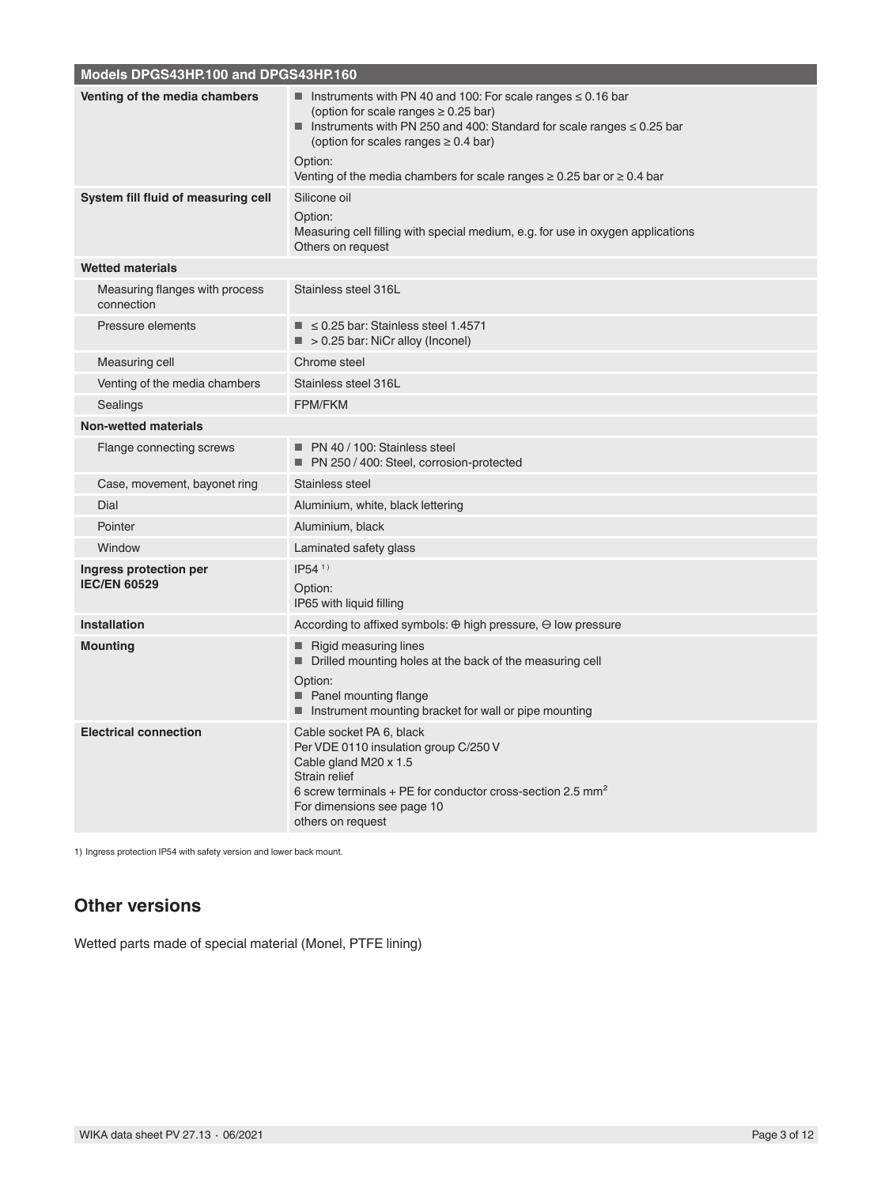| Models DPGS43HP.100 and DPGS43HP.160 | |
|---|---|
| **Venting of the media chambers** | ■ Instruments with PN 40 and 100: For scale ranges ≤ 0.16 bar (option for scale ranges ≥ 0.25 bar)<br>■ Instruments with PN 250 and 400: Standard for scale ranges ≤ 0.25 bar (option for scales ranges ≥ 0.4 bar)<br>Option:<br>Venting of the media chambers for scale ranges ≥ 0.25 bar or ≥ 0.4 bar |
| **System fill fluid of measuring cell** | Silicone oil<br>Option:<br>Measuring cell filling with special medium, e.g. for use in oxygen applications<br>Others on request |
| **Wetted materials** | |
| Measuring flanges with process connection | Stainless steel 316L |
| Pressure elements | ■ ≤ 0.25 bar: Stainless steel 1.4571<br>■ > 0.25 bar: NiCr alloy (Inconel) |
| Measuring cell | Chrome steel |
| Venting of the media chambers | Stainless steel 316L |
| Sealings | FPM/FKM |
| **Non-wetted materials** | |
| Flange connecting screws | ■ PN 40 / 100: Stainless steel<br>■ PN 250 / 400: Steel, corrosion-protected |
| Case, movement, bayonet ring | Stainless steel |
| Dial | Aluminium, white, black lettering |
| Pointer | Aluminium, black |
| Window | Laminated safety glass |
| **Ingress protection per IEC/EN 60529** | IP54 [1)]<br>Option:<br>IP65 with liquid filling |
| **Installation** | According to affixed symbols: ⊕ high pressure, ⊖ low pressure |
| **Mounting** | ■ Rigid measuring lines<br>■ Drilled mounting holes at the back of the measuring cell<br>Option:<br>■ Panel mounting flange<br>■ Instrument mounting bracket for wall or pipe mounting |
| **Electrical connection** | Cable socket PA 6, black<br>Per VDE 0110 insulation group C/250 V<br>Cable gland M20 x 1.5<br>Strain relief<br>6 screw terminals + PE for conductor cross-section 2.5 mm²<br>For dimensions see page 10<br>others on request |

1) Ingress protection IP54 with safety version and lower back mount.

## Other versions

Wetted parts made of special material (Monel, PTFE lining)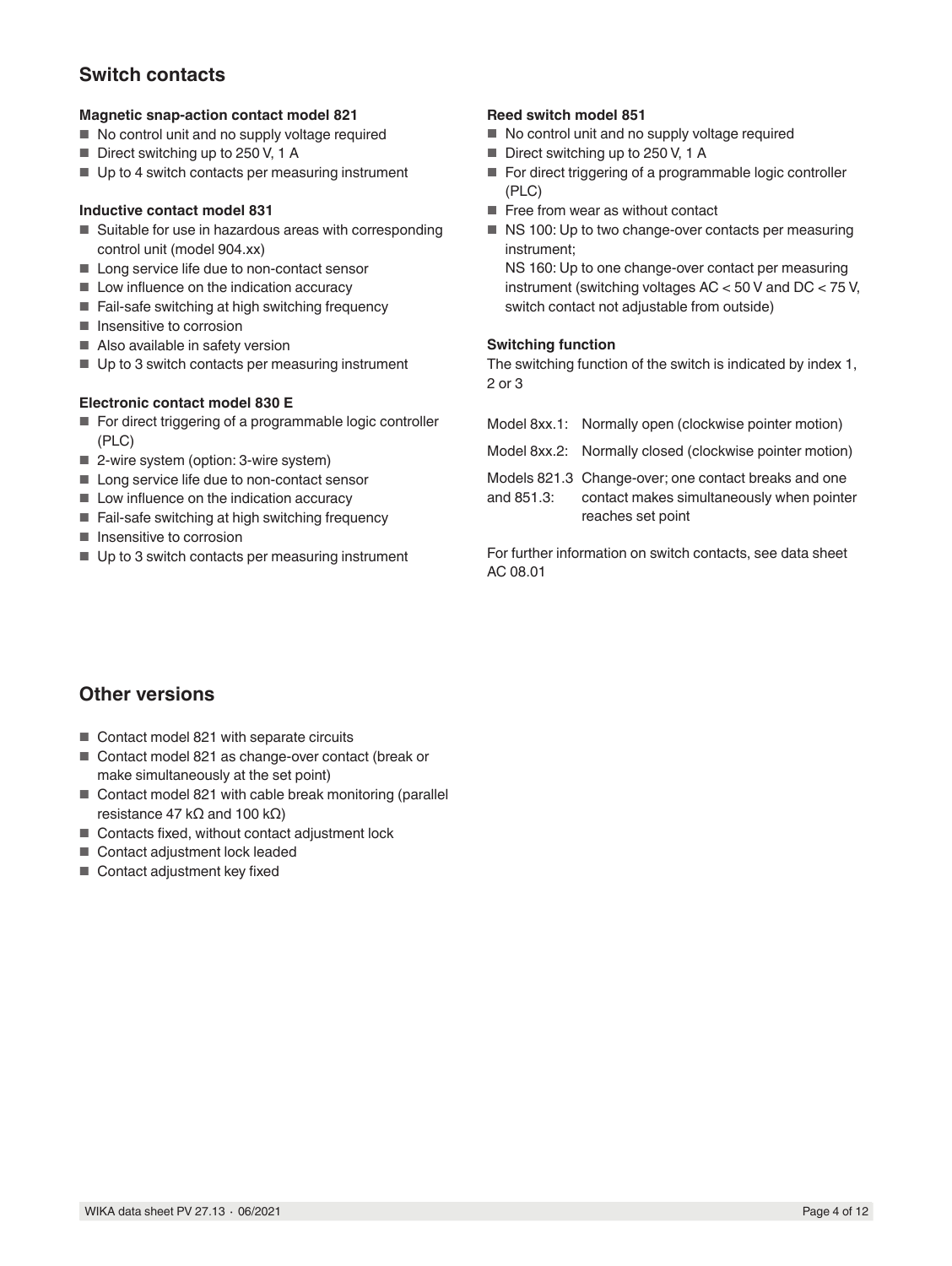## Switch contacts

### Magnetic snap-action contact model 821

- No control unit and no supply voltage required
- Direct switching up to 250 V, 1 A
- Up to 4 switch contacts per measuring instrument

### Inductive contact model 831

- Suitable for use in hazardous areas with corresponding control unit (model 904.xx)
- Long service life due to non-contact sensor
- Low influence on the indication accuracy
- Fail-safe switching at high switching frequency
- Insensitive to corrosion
- Also available in safety version
- Up to 3 switch contacts per measuring instrument

### Electronic contact model 830 E

- For direct triggering of a programmable logic controller (PLC)
- 2-wire system (option: 3-wire system)
- Long service life due to non-contact sensor
- Low influence on the indication accuracy
- Fail-safe switching at high switching frequency
- Insensitive to corrosion
- Up to 3 switch contacts per measuring instrument

### Reed switch model 851

- No control unit and no supply voltage required
- Direct switching up to 250 V, 1 A
- For direct triggering of a programmable logic controller (PLC)
- Free from wear as without contact
- NS 100: Up to two change-over contacts per measuring instrument;
  NS 160: Up to one change-over contact per measuring instrument (switching voltages AC < 50 V and DC < 75 V, switch contact not adjustable from outside)

### Switching function

The switching function of the switch is indicated by index 1, 2 or 3

| | |
|---|---|
| Model 8xx.1: | Normally open (clockwise pointer motion) |
| Model 8xx.2: | Normally closed (clockwise pointer motion) |
| Models 821.3 and 851.3: | Change-over; one contact breaks and one contact makes simultaneously when pointer reaches set point |

For further information on switch contacts, see data sheet AC 08.01

## Other versions

- Contact model 821 with separate circuits
- Contact model 821 as change-over contact (break or make simultaneously at the set point)
- Contact model 821 with cable break monitoring (parallel resistance 47 kΩ and 100 kΩ)
- Contacts fixed, without contact adjustment lock
- Contact adjustment lock leaded
- Contact adjustment key fixed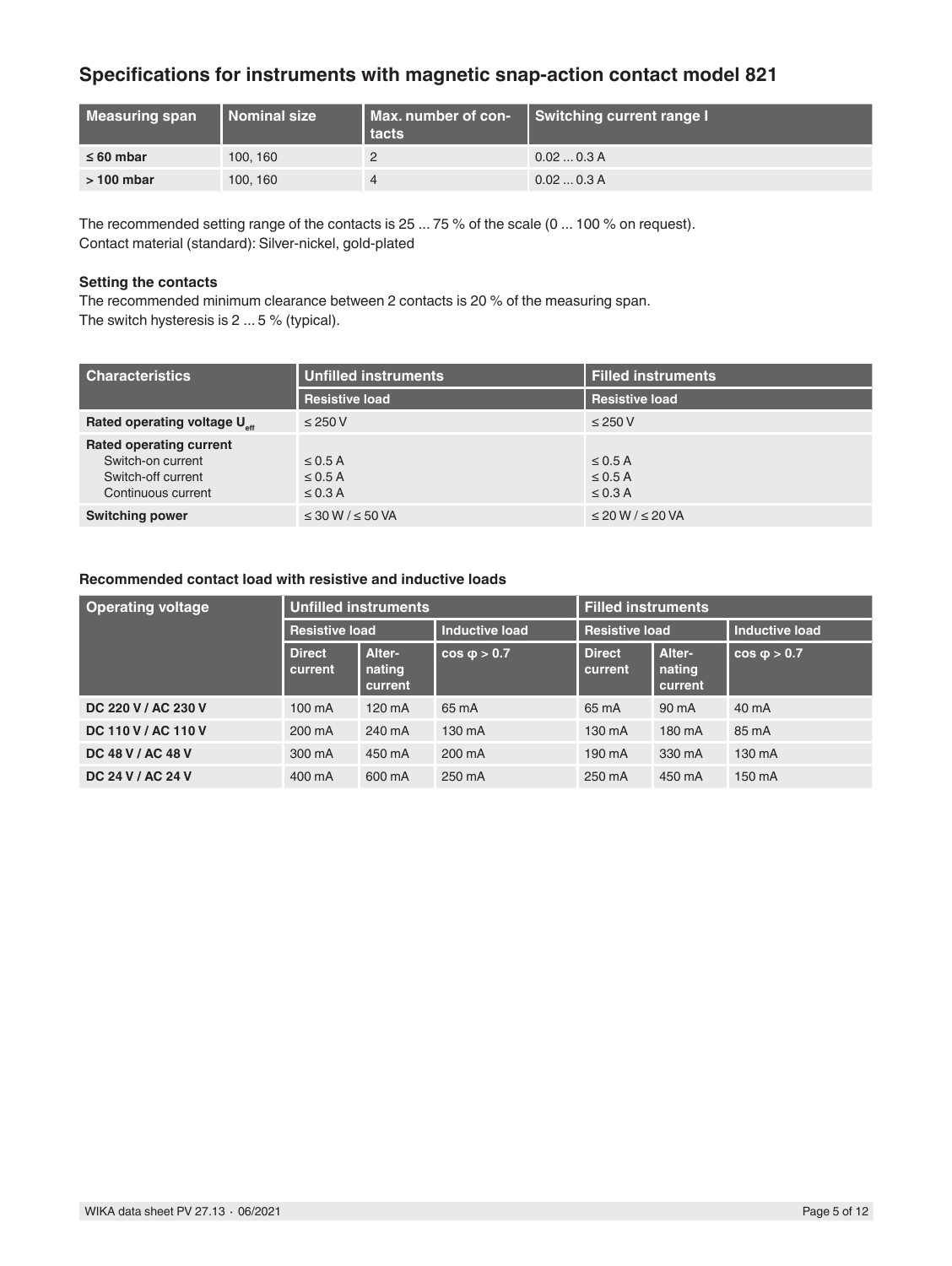## Specifications for instruments with magnetic snap-action contact model 821

| Measuring span | Nominal size | Max. number of contacts | Switching current range I |
|---|---|---|---|
| **≤ 60 mbar** | 100, 160 | 2 | 0.02 ... 0.3 A |
| **> 100 mbar** | 100, 160 | 4 | 0.02 ... 0.3 A |

The recommended setting range of the contacts is 25 ... 75 % of the scale (0 ... 100 % on request).
Contact material (standard): Silver-nickel, gold-plated

**Setting the contacts**
The recommended minimum clearance between 2 contacts is 20 % of the measuring span.
The switch hysteresis is 2 ... 5 % (typical).

| Characteristics | Unfilled instruments | Filled instruments |
|---|---|---|
| | Resistive load | Resistive load |
| **Rated operating voltage $U_{eff}$** | ≤ 250 V | ≤ 250 V |
| **Rated operating current** | | |
| Switch-on current | ≤ 0.5 A | ≤ 0.5 A |
| Switch-off current | ≤ 0.5 A | ≤ 0.5 A |
| Continuous current | ≤ 0.3 A | ≤ 0.3 A |
| **Switching power** | ≤ 30 W / ≤ 50 VA | ≤ 20 W / ≤ 20 VA |

**Recommended contact load with resistive and inductive loads**

| Operating voltage | Unfilled instruments | | | Filled instruments | | |
|---|---|---|---|---|---|---|
| | Resistive load | | Inductive load | Resistive load | | Inductive load |
| | Direct current | Alternating current | cos φ > 0.7 | Direct current | Alternating current | cos φ > 0.7 |
| **DC 220 V / AC 230 V** | 100 mA | 120 mA | 65 mA | 65 mA | 90 mA | 40 mA |
| **DC 110 V / AC 110 V** | 200 mA | 240 mA | 130 mA | 130 mA | 180 mA | 85 mA |
| **DC 48 V / AC 48 V** | 300 mA | 450 mA | 200 mA | 190 mA | 330 mA | 130 mA |
| **DC 24 V / AC 24 V** | 400 mA | 600 mA | 250 mA | 250 mA | 450 mA | 150 mA |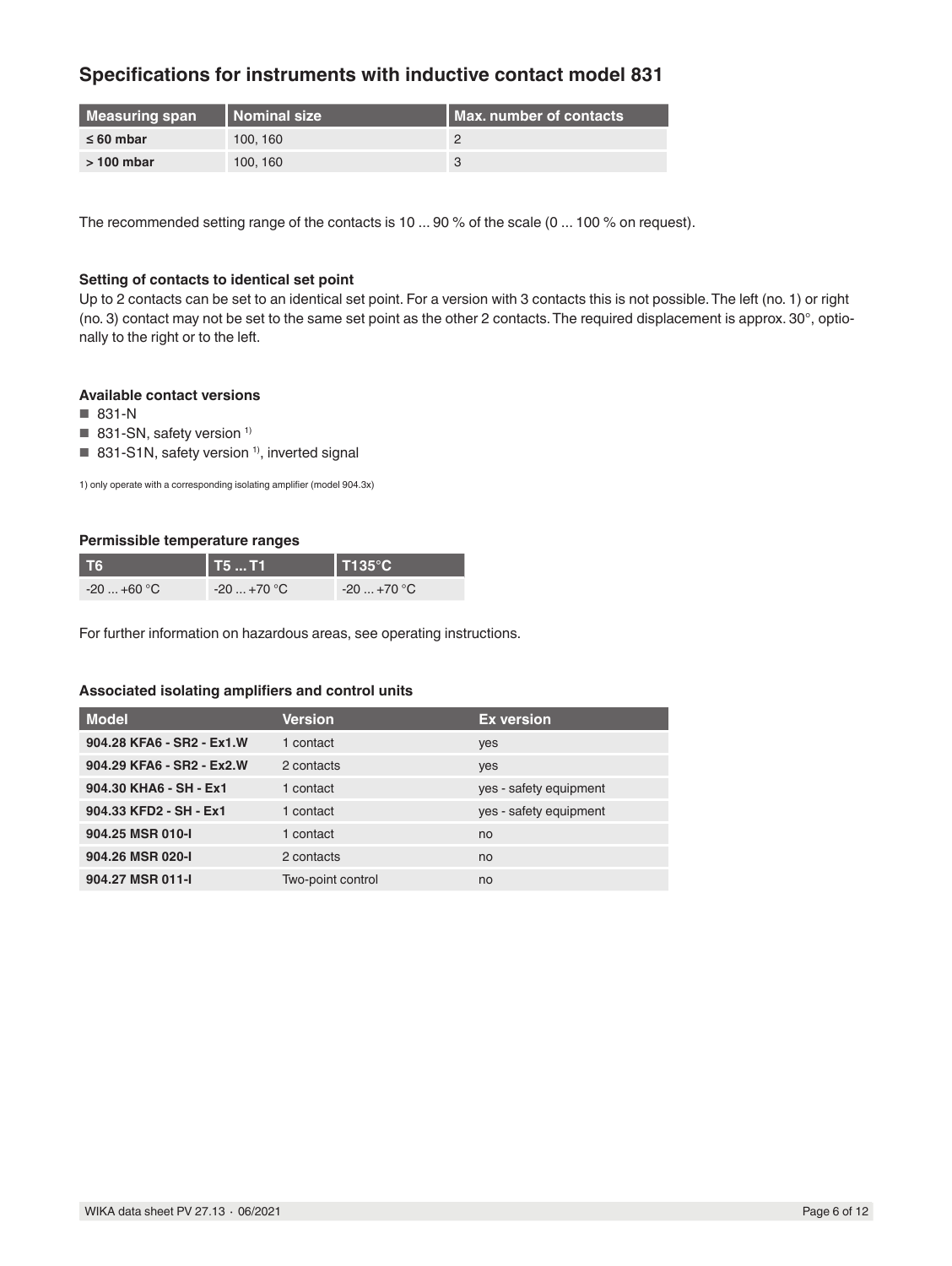## Specifications for instruments with inductive contact model 831

| Measuring span | Nominal size | Max. number of contacts |
|---|---|---|
| **≤ 60 mbar** | 100, 160 | 2 |
| **> 100 mbar** | 100, 160 | 3 |

The recommended setting range of the contacts is 10 ... 90 % of the scale (0 ... 100 % on request).

### Setting of contacts to identical set point

Up to 2 contacts can be set to an identical set point. For a version with 3 contacts this is not possible. The left (no. 1) or right (no. 3) contact may not be set to the same set point as the other 2 contacts. The required displacement is approx. 30°, optionally to the right or to the left.

### Available contact versions

- 831-N
- 831-SN, safety version [1]
- 831-S1N, safety version [1], inverted signal

1) only operate with a corresponding isolating amplifier (model 904.3x)

### Permissible temperature ranges

| T6 | T5 ... T1 | T135°C |
|---|---|---|
| -20 ... +60 °C | -20 ... +70 °C | -20 ... +70 °C |

For further information on hazardous areas, see operating instructions.

### Associated isolating amplifiers and control units

| Model | Version | Ex version |
|---|---|---|
| **904.28 KFA6 - SR2 - Ex1.W** | 1 contact | yes |
| **904.29 KFA6 - SR2 - Ex2.W** | 2 contacts | yes |
| **904.30 KHA6 - SH - Ex1** | 1 contact | yes - safety equipment |
| **904.33 KFD2 - SH - Ex1** | 1 contact | yes - safety equipment |
| **904.25 MSR 010-I** | 1 contact | no |
| **904.26 MSR 020-I** | 2 contacts | no |
| **904.27 MSR 011-I** | Two-point control | no |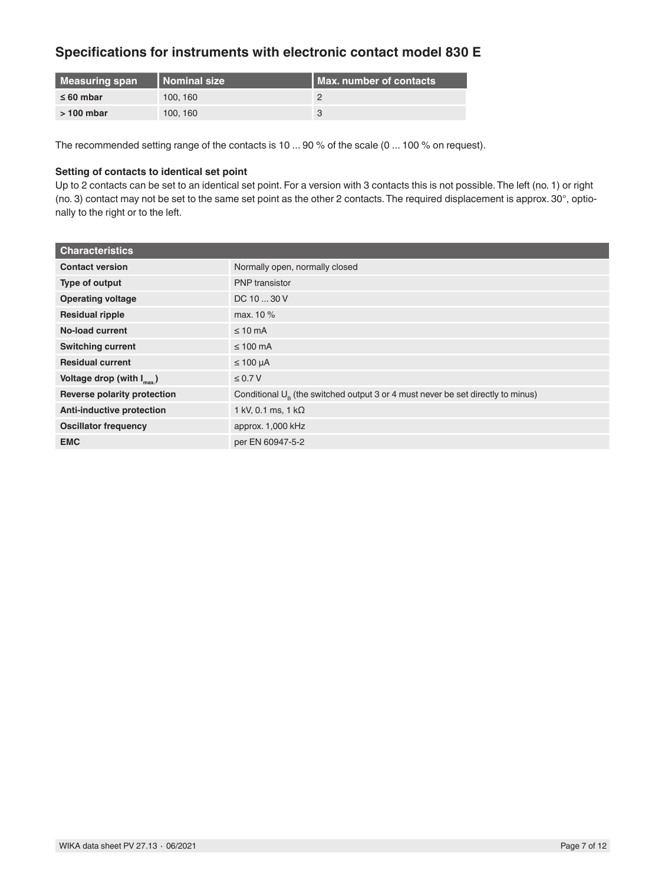## Specifications for instruments with electronic contact model 830 E

| Measuring span | Nominal size | Max. number of contacts |
|---|---|---|
| **≤ 60 mbar** | 100, 160 | 2 |
| **> 100 mbar** | 100, 160 | 3 |

The recommended setting range of the contacts is 10 ... 90 % of the scale (0 ... 100 % on request).

**Setting of contacts to identical set point**

Up to 2 contacts can be set to an identical set point. For a version with 3 contacts this is not possible. The left (no. 1) or right (no. 3) contact may not be set to the same set point as the other 2 contacts. The required displacement is approx. 30°, optionally to the right or to the left.

| Characteristics | |
|---|---|
| **Contact version** | Normally open, normally closed |
| **Type of output** | PNP transistor |
| **Operating voltage** | DC 10 ... 30 V |
| **Residual ripple** | max. 10 % |
| **No-load current** | ≤ 10 mA |
| **Switching current** | ≤ 100 mA |
| **Residual current** | ≤ 100 µA |
| **Voltage drop (with $I_{max.}$)** | ≤ 0.7 V |
| **Reverse polarity protection** | Conditional $U_B$ (the switched output 3 or 4 must never be set directly to minus) |
| **Anti-inductive protection** | 1 kV, 0.1 ms, 1 kΩ |
| **Oscillator frequency** | approx. 1,000 kHz |
| **EMC** | per EN 60947-5-2 |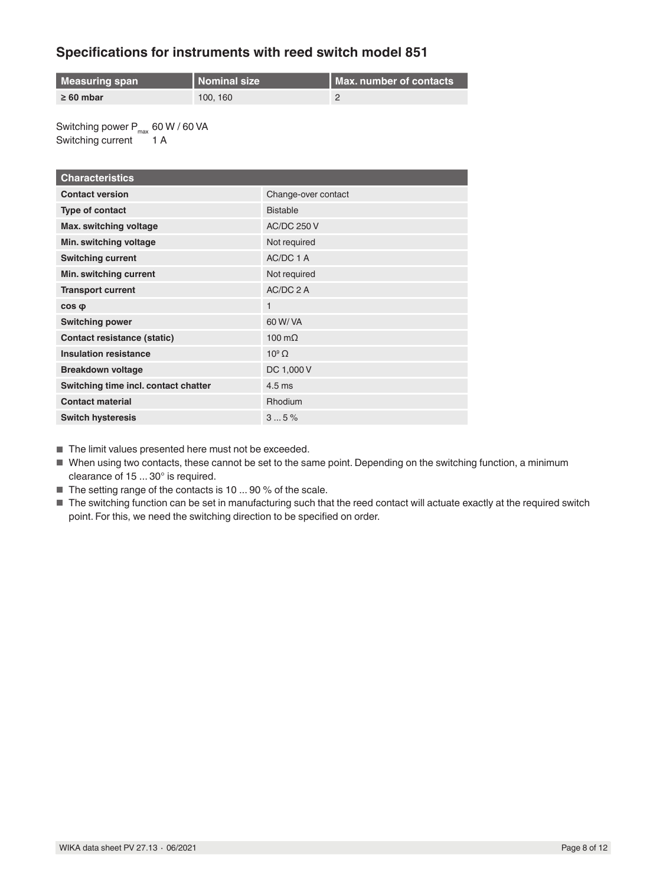## Specifications for instruments with reed switch model 851

| Measuring span | Nominal size | Max. number of contacts |
|---|---|---|
| **≥ 60 mbar** | 100, 160 | 2 |

Switching power $P_{max}$ 60 W / 60 VA
Switching current 1 A

| Characteristics | |
|---|---|
| **Contact version** | Change-over contact |
| **Type of contact** | Bistable |
| **Max. switching voltage** | AC/DC 250 V |
| **Min. switching voltage** | Not required |
| **Switching current** | AC/DC 1 A |
| **Min. switching current** | Not required |
| **Transport current** | AC/DC 2 A |
| **cos φ** | 1 |
| **Switching power** | 60 W/ VA |
| **Contact resistance (static)** | 100 mΩ |
| **Insulation resistance** | $10^9$ Ω |
| **Breakdown voltage** | DC 1,000 V |
| **Switching time incl. contact chatter** | 4.5 ms |
| **Contact material** | Rhodium |
| **Switch hysteresis** | 3 ... 5 % |

- The limit values presented here must not be exceeded.
- When using two contacts, these cannot be set to the same point. Depending on the switching function, a minimum clearance of 15 ... 30° is required.
- The setting range of the contacts is 10 ... 90 % of the scale.
- The switching function can be set in manufacturing such that the reed contact will actuate exactly at the required switch point. For this, we need the switching direction to be specified on order.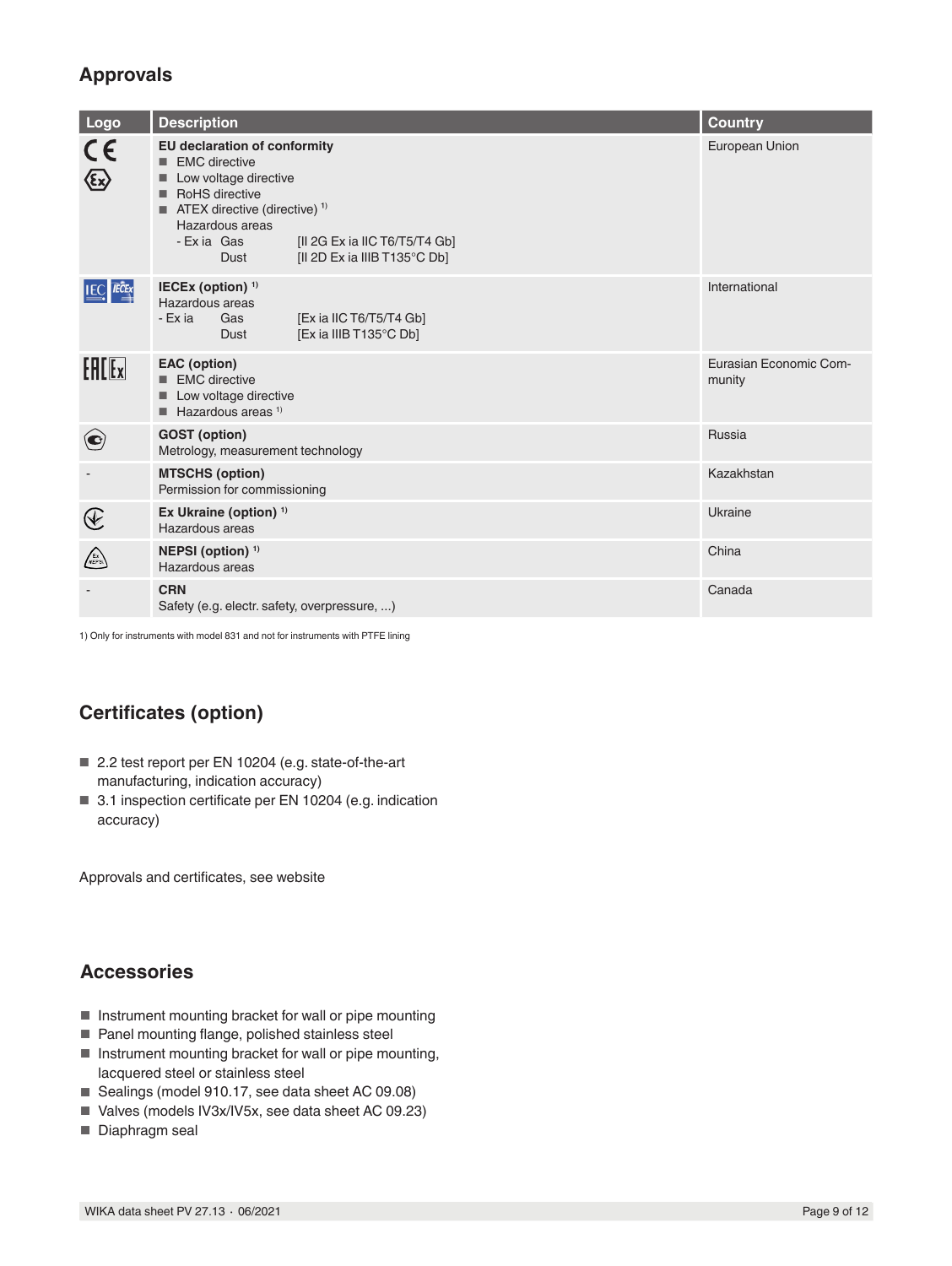## Approvals

| Logo | Description | Country |
|---|---|---|
| | **EU declaration of conformity**<br>■ EMC directive<br>■ Low voltage directive<br>■ RoHS directive<br>■ ATEX directive (directive) [1)]<br>Hazardous areas<br>- Ex ia Gas [II 2G Ex ia IIC T6/T5/T4 Gb]<br>Dust [II 2D Ex ia IIIB T135°C Db] | European Union |
| | **IECEx (option)** [1)]<br>Hazardous areas<br>- Ex ia Gas [Ex ia IIC T6/T5/T4 Gb]<br>Dust [Ex ia IIIB T135°C Db] | International |
| | **EAC (option)**<br>■ EMC directive<br>■ Low voltage directive<br>■ Hazardous areas [1)] | Eurasian Economic Community |
| | **GOST (option)**<br>Metrology, measurement technology | Russia |
| - | **MTSCHS (option)**<br>Permission for commissioning | Kazakhstan |
| | **Ex Ukraine (option)** [1)]<br>Hazardous areas | Ukraine |
| | **NEPSI (option)** [1)]<br>Hazardous areas | China |
| - | **CRN**<br>Safety (e.g. electr. safety, overpressure, ...) | Canada |

1) Only for instruments with model 831 and not for instruments with PTFE lining

## Certificates (option)

- 2.2 test report per EN 10204 (e.g. state-of-the-art manufacturing, indication accuracy)
- 3.1 inspection certificate per EN 10204 (e.g. indication accuracy)

Approvals and certificates, see website

## Accessories

- Instrument mounting bracket for wall or pipe mounting
- Panel mounting flange, polished stainless steel
- Instrument mounting bracket for wall or pipe mounting, lacquered steel or stainless steel
- Sealings (model 910.17, see data sheet AC 09.08)
- Valves (models IV3x/IV5x, see data sheet AC 09.23)
- Diaphragm seal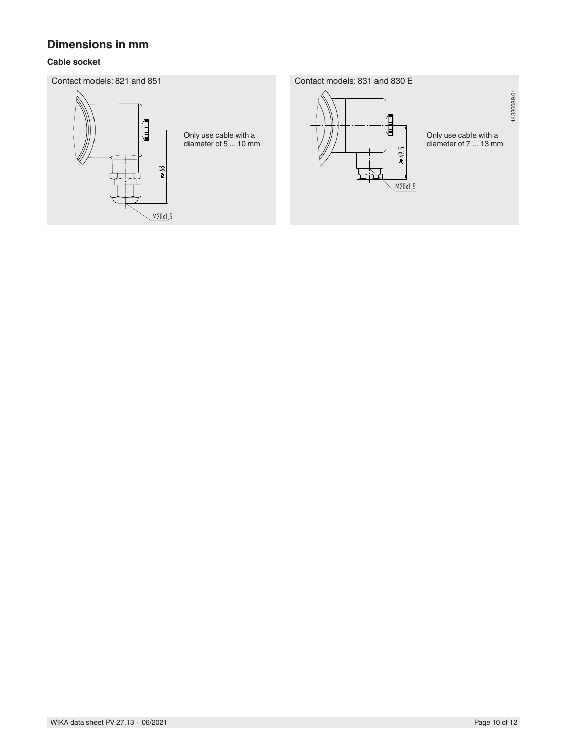## Dimensions in mm

### Cable socket

Contact models: 821 and 851

≈ 68

M20x1,5

Only use cable with a diameter of 5 ... 10 mm

Contact models: 831 and 830 E

≈ 49.5

M20x1,5

Only use cable with a diameter of 7 ... 13 mm

14336089.01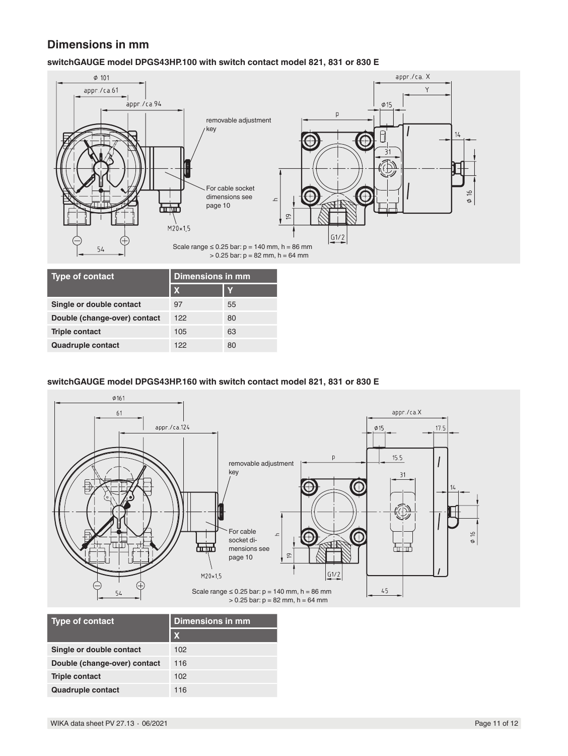## Dimensions in mm

### switchGAUGE model DPGS43HP.100 with switch contact model 821, 831 or 830 E

removable adjustment key

For cable socket dimensions see page 10

Scale range ≤ 0.25 bar: p = 140 mm, h = 86 mm
> 0.25 bar: p = 82 mm, h = 64 mm

| Type of contact | Dimensions in mm | |
|---|---|---|
| | X | Y |
| **Single or double contact** | 97 | 55 |
| **Double (change-over) contact** | 122 | 80 |
| **Triple contact** | 105 | 63 |
| **Quadruple contact** | 122 | 80 |

### switchGAUGE model DPGS43HP.160 with switch contact model 821, 831 or 830 E

removable adjustment key

For cable socket dimensions see page 10

Scale range ≤ 0.25 bar: p = 140 mm, h = 86 mm
> 0.25 bar: p = 82 mm, h = 64 mm

| Type of contact | Dimensions in mm |
|---|---|
| | X |
| **Single or double contact** | 102 |
| **Double (change-over) contact** | 116 |
| **Triple contact** | 102 |
| **Quadruple contact** | 116 |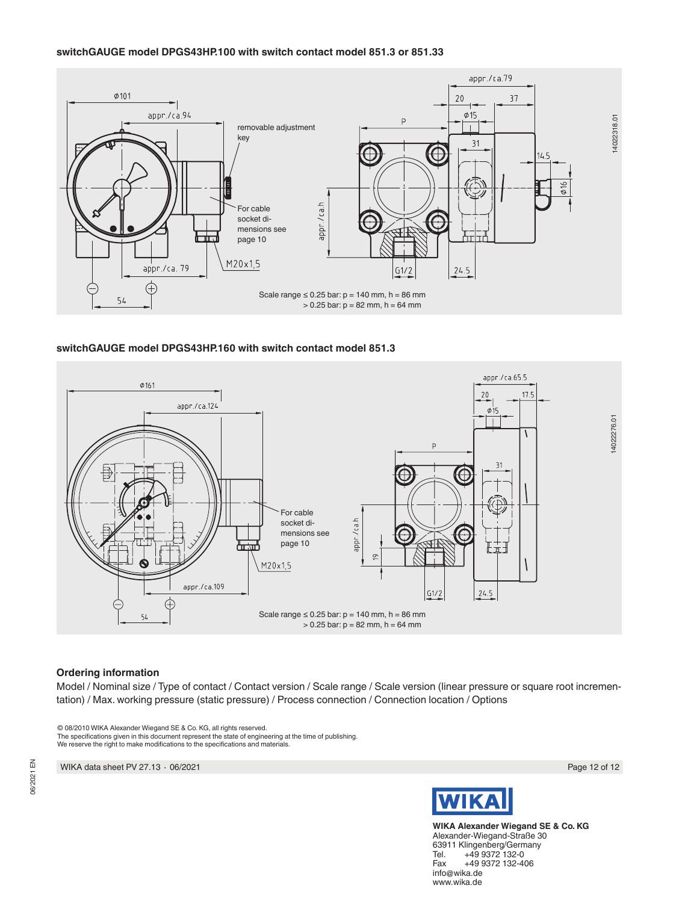### switchGAUGE model DPGS43HP.100 with switch contact model 851.3 or 851.33

removable adjustment key

For cable socket dimensions see page 10

M20x1,5

appr./ca.94

Ø101

appr./ca. 79

54

P

appr./ca.h

G1/2

24.5

appr./ca.79

20

37

Ø15

31

14.5

Ø16

14022318.01

Scale range ≤ 0.25 bar: p = 140 mm, h = 86 mm
> 0.25 bar: p = 82 mm, h = 64 mm

### switchGAUGE model DPGS43HP.160 with switch contact model 851.3

Ø161

appr./ca.124

For cable socket dimensions see page 10

M20x1,5

appr./ca.109

54

P

appr./ca.h

19

G1/2

24.5

appr./ca.65.5

20

17.5

Ø15

31

14022276.01

Scale range ≤ 0.25 bar: p = 140 mm, h = 86 mm
> 0.25 bar: p = 82 mm, h = 64 mm

### Ordering information

Model / Nominal size / Type of contact / Contact version / Scale range / Scale version (linear pressure or square root incrementation) / Max. working pressure (static pressure) / Process connection / Connection location / Options

© 08/2010 WIKA Alexander Wiegand SE & Co. KG, all rights reserved.
The specifications given in this document represent the state of engineering at the time of publishing.
We reserve the right to make modifications to the specifications and materials.

WIKA data sheet PV 27.13 · 06/2021

WIKA

**WIKA Alexander Wiegand SE & Co. KG**
Alexander-Wiegand-Straße 30
63911 Klingenberg/Germany
Tel. +49 9372 132-0
Fax +49 9372 132-406
info@wika.de
www.wika.de